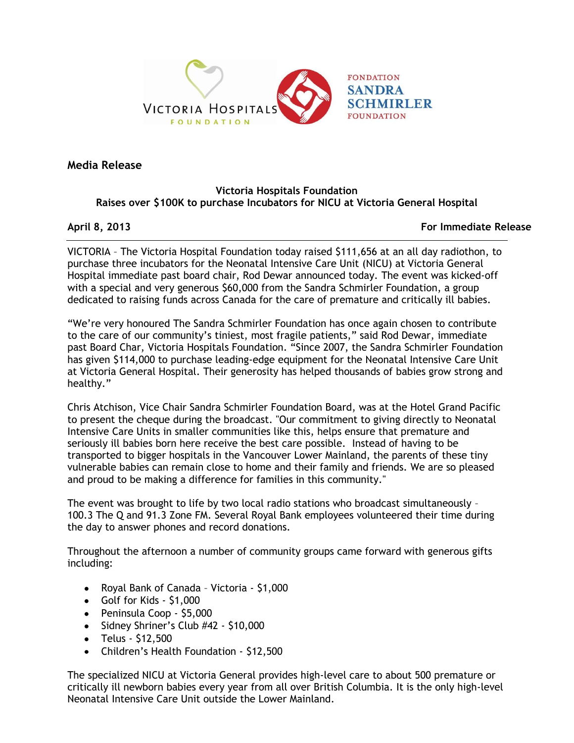VICTORIA HOSPITALS FOUNDATION

FONDATION SANDRA SCHMIRLER FOUNDATION

**Media Release**

**Victoria Hospitals Foundation**
**Raises over $100K to purchase Incubators for NICU at Victoria General Hospital**

**April 8, 2013** **For Immediate Release**

---

VICTORIA – The Victoria Hospital Foundation today raised $111,656 at an all day radiothon, to purchase three incubators for the Neonatal Intensive Care Unit (NICU) at Victoria General Hospital immediate past board chair, Rod Dewar announced today. The event was kicked-off with a special and very generous $60,000 from the Sandra Schmirler Foundation, a group dedicated to raising funds across Canada for the care of premature and critically ill babies.

"We're very honoured The Sandra Schmirler Foundation has once again chosen to contribute to the care of our community's tiniest, most fragile patients," said Rod Dewar, immediate past Board Char, Victoria Hospitals Foundation. "Since 2007, the Sandra Schmirler Foundation has given $114,000 to purchase leading-edge equipment for the Neonatal Intensive Care Unit at Victoria General Hospital. Their generosity has helped thousands of babies grow strong and healthy."

Chris Atchison, Vice Chair Sandra Schmirler Foundation Board, was at the Hotel Grand Pacific to present the cheque during the broadcast. "Our commitment to giving directly to Neonatal Intensive Care Units in smaller communities like this, helps ensure that premature and seriously ill babies born here receive the best care possible. Instead of having to be transported to bigger hospitals in the Vancouver Lower Mainland, the parents of these tiny vulnerable babies can remain close to home and their family and friends. We are so pleased and proud to be making a difference for families in this community."

The event was brought to life by two local radio stations who broadcast simultaneously – 100.3 The Q and 91.3 Zone FM. Several Royal Bank employees volunteered their time during the day to answer phones and record donations.

Throughout the afternoon a number of community groups came forward with generous gifts including:

- Royal Bank of Canada – Victoria - $1,000
- Golf for Kids - $1,000
- Peninsula Coop - $5,000
- Sidney Shriner's Club #42 - $10,000
- Telus - $12,500
- Children's Health Foundation - $12,500

The specialized NICU at Victoria General provides high-level care to about 500 premature or critically ill newborn babies every year from all over British Columbia. It is the only high-level Neonatal Intensive Care Unit outside the Lower Mainland.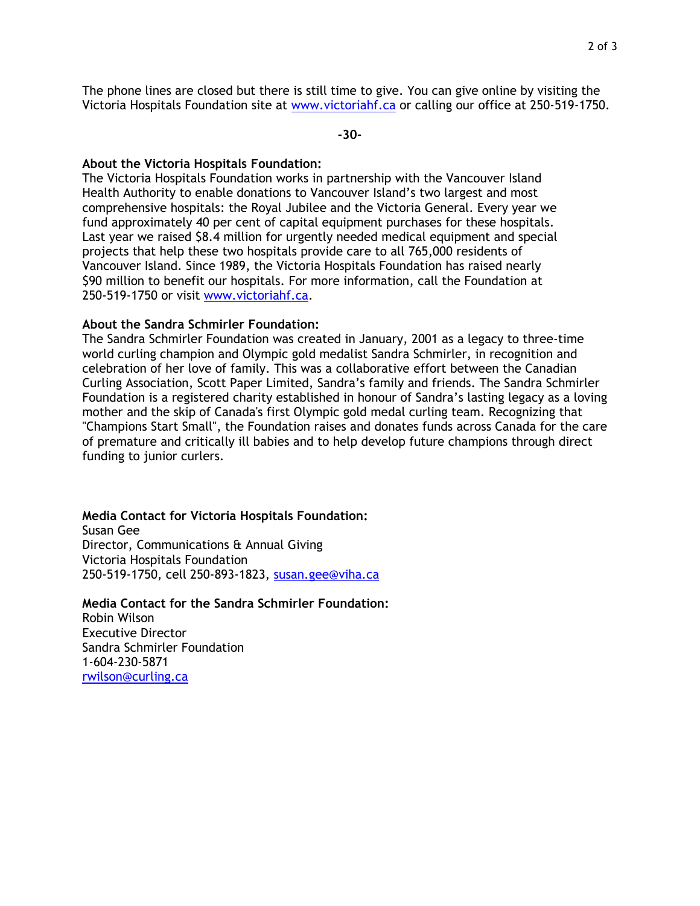The phone lines are closed but there is still time to give. You can give online by visiting the Victoria Hospitals Foundation site at www.victoriahf.ca or calling our office at 250-519-1750.

**-30-**

**About the Victoria Hospitals Foundation:**
The Victoria Hospitals Foundation works in partnership with the Vancouver Island Health Authority to enable donations to Vancouver Island's two largest and most comprehensive hospitals: the Royal Jubilee and the Victoria General. Every year we fund approximately 40 per cent of capital equipment purchases for these hospitals. Last year we raised $8.4 million for urgently needed medical equipment and special projects that help these two hospitals provide care to all 765,000 residents of Vancouver Island. Since 1989, the Victoria Hospitals Foundation has raised nearly $90 million to benefit our hospitals. For more information, call the Foundation at 250-519-1750 or visit www.victoriahf.ca.

**About the Sandra Schmirler Foundation:**
The Sandra Schmirler Foundation was created in January, 2001 as a legacy to three-time world curling champion and Olympic gold medalist Sandra Schmirler, in recognition and celebration of her love of family. This was a collaborative effort between the Canadian Curling Association, Scott Paper Limited, Sandra's family and friends. The Sandra Schmirler Foundation is a registered charity established in honour of Sandra's lasting legacy as a loving mother and the skip of Canada's first Olympic gold medal curling team. Recognizing that "Champions Start Small", the Foundation raises and donates funds across Canada for the care of premature and critically ill babies and to help develop future champions through direct funding to junior curlers.

**Media Contact for Victoria Hospitals Foundation:**
Susan Gee
Director, Communications & Annual Giving
Victoria Hospitals Foundation
250-519-1750, cell 250-893-1823, susan.gee@viha.ca

**Media Contact for the Sandra Schmirler Foundation:**
Robin Wilson
Executive Director
Sandra Schmirler Foundation
1-604-230-5871
rwilson@curling.ca